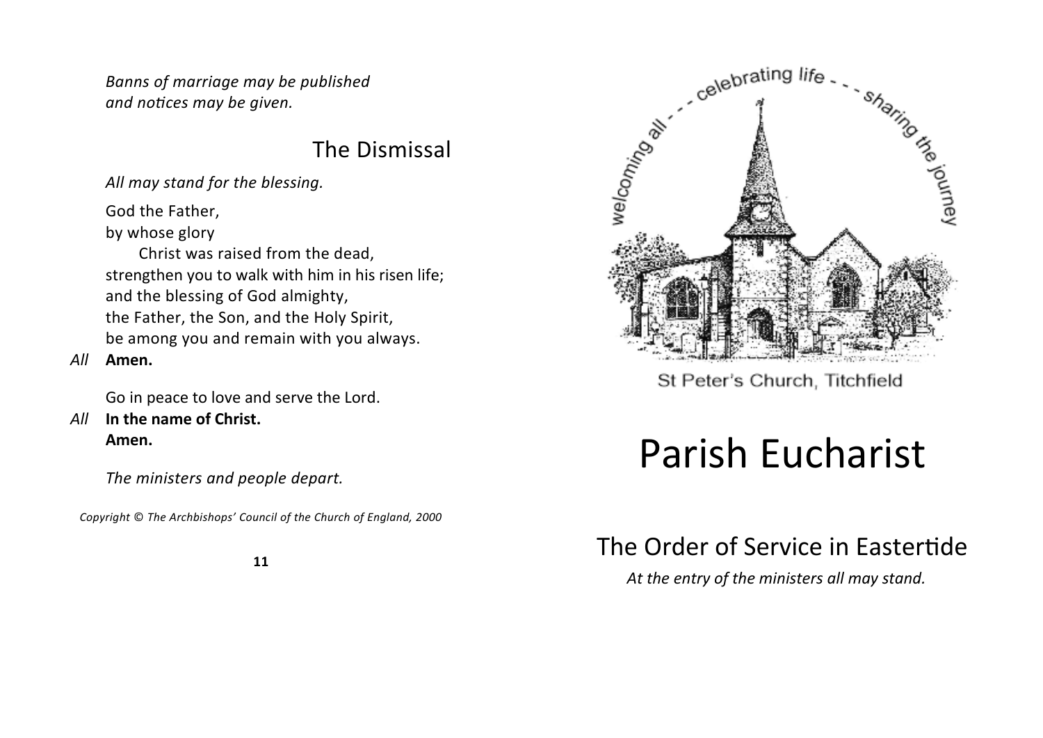*Banns of marriage may be published and notices may be given.*

## The Dismissal

*All may stand for the blessing.*

God the Father,
by whose glory
Christ was raised from the dead,
strengthen you to walk with him in his risen life;
and the blessing of God almighty,
the Father, the Son, and the Holy Spirit,
be among you and remain with you always.

*All* **Amen.**

Go in peace to love and serve the Lord.

*All* **In the name of Christ.**
**Amen.**

*The ministers and people depart.*

*Copyright © The Archbishops' Council of the Church of England, 2000*

welcoming all - - - celebrating life - - - sharing the journey

St Peter's Church, Titchfield

# Parish Eucharist

## The Order of Service in Eastertide

*At the entry of the ministers all may stand.*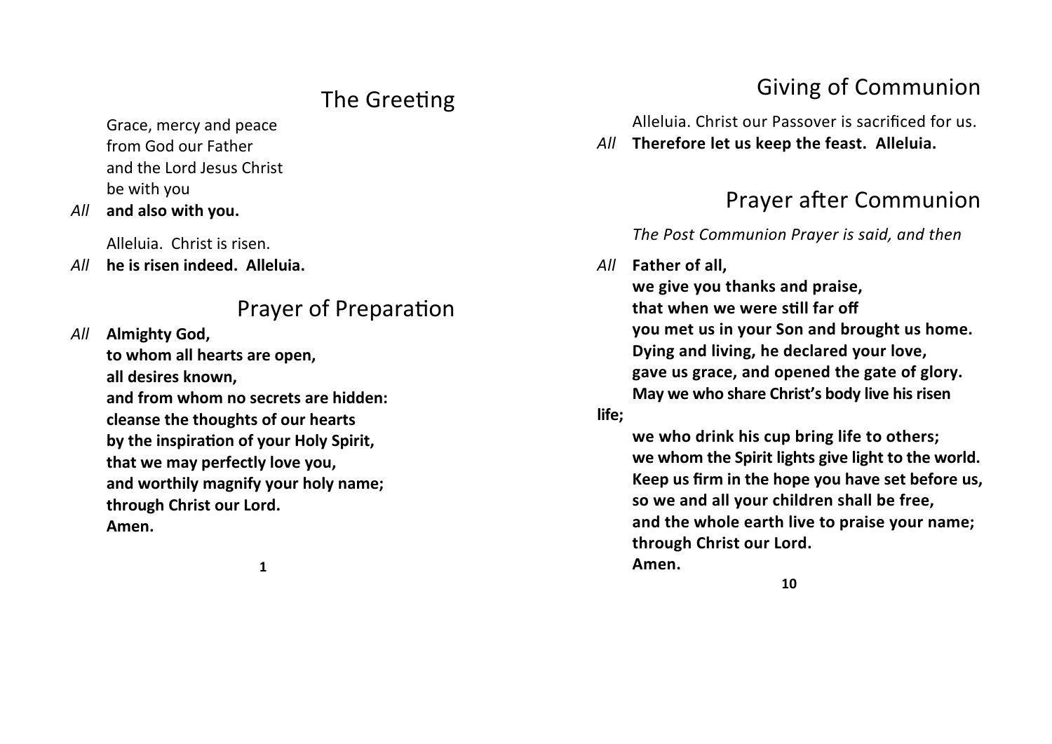## The Greeting

Grace, mercy and peace
from God our Father
and the Lord Jesus Christ
be with you

*All* **and also with you.**

Alleluia. Christ is risen.

*All* **he is risen indeed. Alleluia.**

## Prayer of Preparation

*All* **Almighty God,**
**to whom all hearts are open,**
**all desires known,**
**and from whom no secrets are hidden:**
**cleanse the thoughts of our hearts**
**by the inspiration of your Holy Spirit,**
**that we may perfectly love you,**
**and worthily magnify your holy name;**
**through Christ our Lord.**
**Amen.**

## Giving of Communion

Alleluia. Christ our Passover is sacrificed for us.

*All* **Therefore let us keep the feast. Alleluia.**

## Prayer after Communion

*The Post Communion Prayer is said, and then*

*All* **Father of all,**
**we give you thanks and praise,**
**that when we were still far off**
**you met us in your Son and brought us home.**
**Dying and living, he declared your love,**
**gave us grace, and opened the gate of glory.**
**May we who share Christ's body live his risen life;**
**we who drink his cup bring life to others;**
**we whom the Spirit lights give light to the world.**
**Keep us firm in the hope you have set before us,**
**so we and all your children shall be free,**
**and the whole earth live to praise your name;**
**through Christ our Lord.**
**Amen.**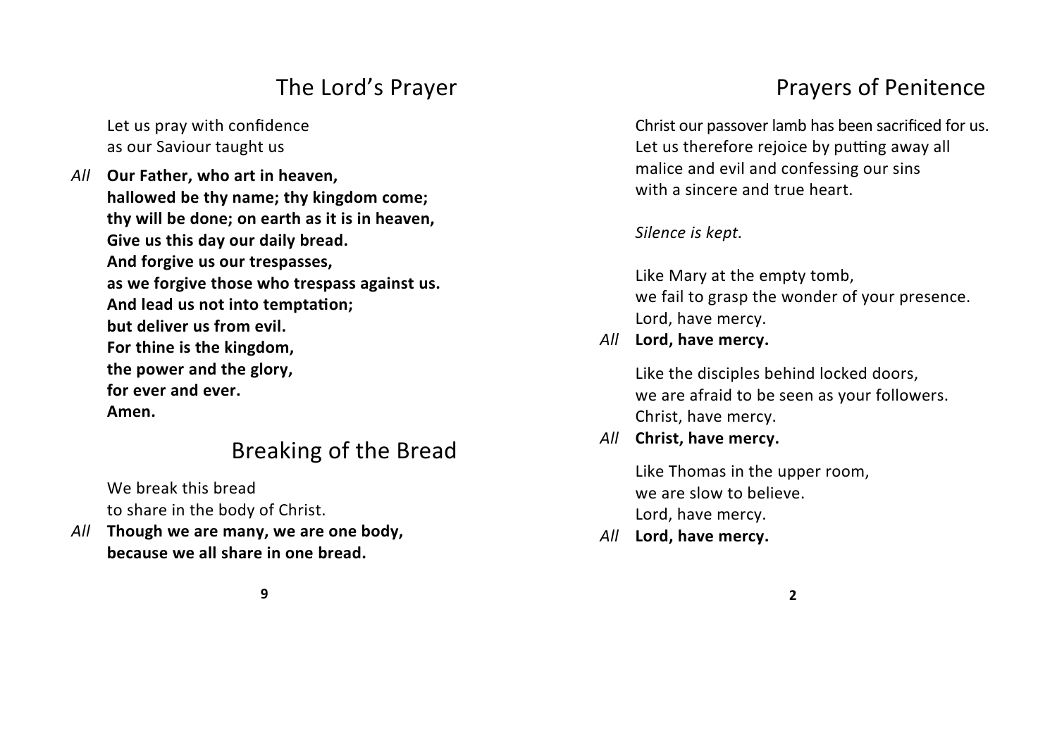## The Lord's Prayer

Let us pray with confidence
as our Saviour taught us

*All* **Our Father, who art in heaven,**
**hallowed be thy name; thy kingdom come;**
**thy will be done; on earth as it is in heaven,**
**Give us this day our daily bread.**
**And forgive us our trespasses,**
**as we forgive those who trespass against us.**
**And lead us not into temptation;**
**but deliver us from evil.**
**For thine is the kingdom,**
**the power and the glory,**
**for ever and ever.**
**Amen.**

## Breaking of the Bread

We break this bread
to share in the body of Christ.

*All* **Though we are many, we are one body,**
**because we all share in one bread.**

## Prayers of Penitence

Christ our passover lamb has been sacrificed for us.
Let us therefore rejoice by putting away all
malice and evil and confessing our sins
with a sincere and true heart.

*Silence is kept.*

Like Mary at the empty tomb,
we fail to grasp the wonder of your presence.
Lord, have mercy.

*All* **Lord, have mercy.**

Like the disciples behind locked doors,
we are afraid to be seen as your followers.
Christ, have mercy.

*All* **Christ, have mercy.**

Like Thomas in the upper room,
we are slow to believe.
Lord, have mercy.

*All* **Lord, have mercy.**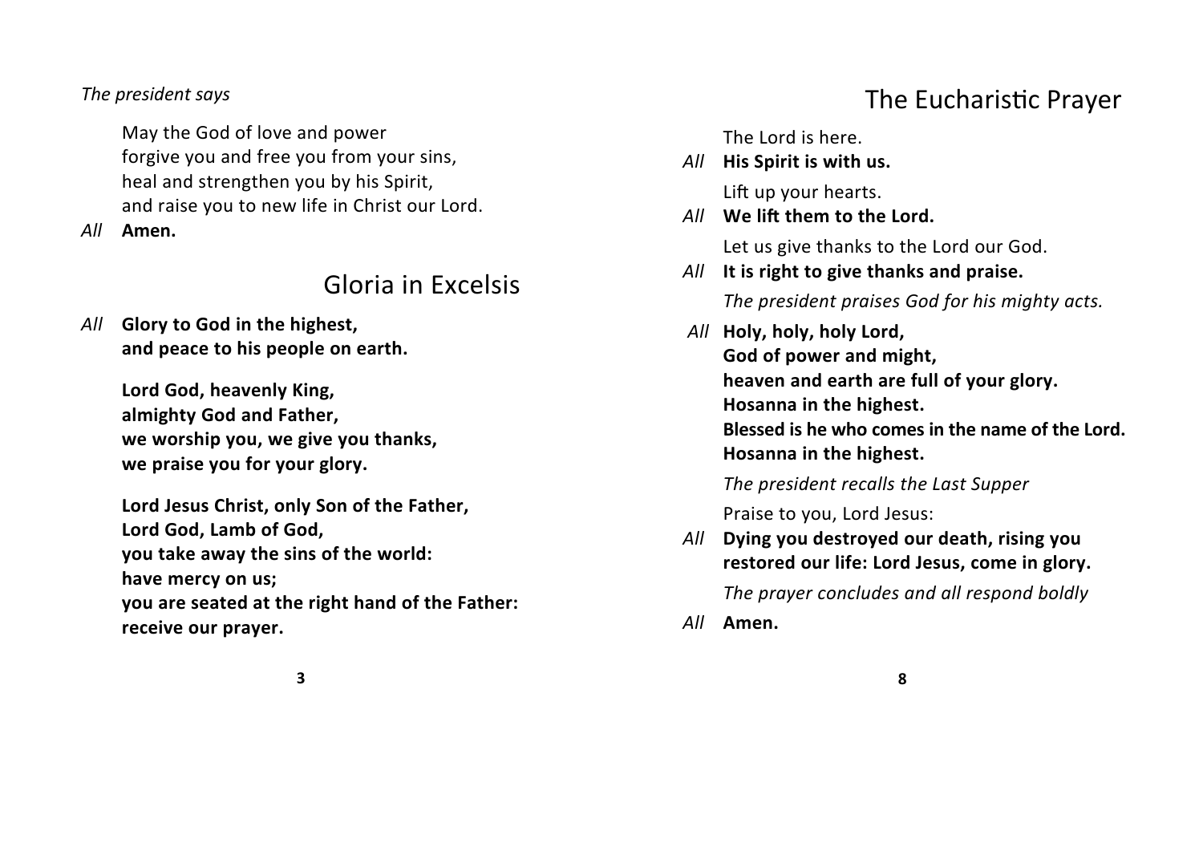*The president says*

May the God of love and power
forgive you and free you from your sins,
heal and strengthen you by his Spirit,
and raise you to new life in Christ our Lord.

*All* **Amen.**

## Gloria in Excelsis

*All* **Glory to God in the highest,
and peace to his people on earth.**

**Lord God, heavenly King,
almighty God and Father,
we worship you, we give you thanks,
we praise you for your glory.**

**Lord Jesus Christ, only Son of the Father,
Lord God, Lamb of God,
you take away the sins of the world:
have mercy on us;
you are seated at the right hand of the Father:
receive our prayer.**

## The Eucharistic Prayer

The Lord is here.

*All* **His Spirit is with us.**

Lift up your hearts.

*All* **We lift them to the Lord.**

Let us give thanks to the Lord our God.

*All* **It is right to give thanks and praise.**

*The president praises God for his mighty acts.*

*All* **Holy, holy, holy Lord,
God of power and might,
heaven and earth are full of your glory.
Hosanna in the highest.
Blessed is he who comes in the name of the Lord.
Hosanna in the highest.**

*The president recalls the Last Supper*

Praise to you, Lord Jesus:

*All* **Dying you destroyed our death, rising you
restored our life: Lord Jesus, come in glory.**

*The prayer concludes and all respond boldly*

*All* **Amen.**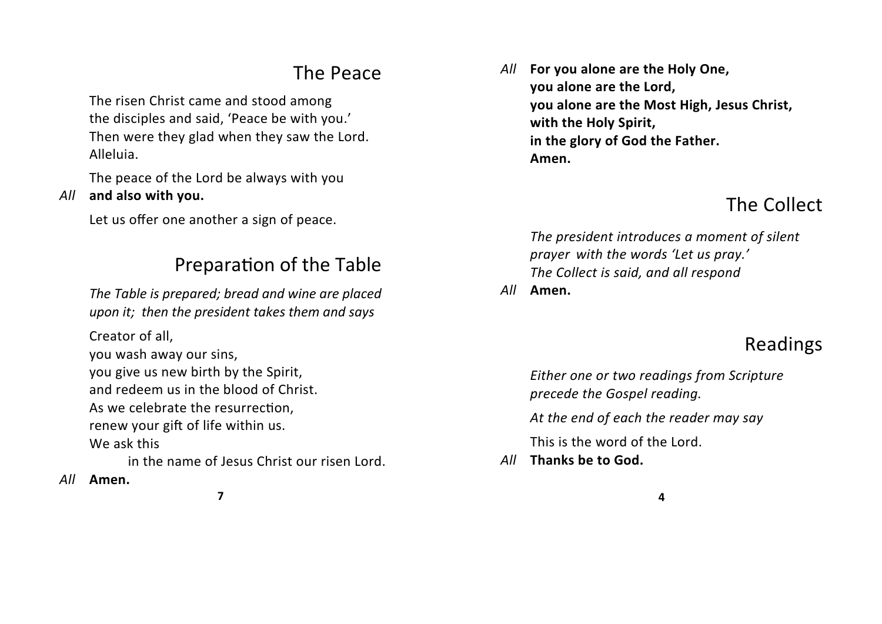## The Peace

The risen Christ came and stood among
the disciples and said, 'Peace be with you.'
Then were they glad when they saw the Lord.
Alleluia.

The peace of the Lord be always with you

*All* **and also with you.**

Let us offer one another a sign of peace.

## Preparation of the Table

*The Table is prepared; bread and wine are placed upon it; then the president takes them and says*

Creator of all,
you wash away our sins,
you give us new birth by the Spirit,
and redeem us in the blood of Christ.
As we celebrate the resurrection,
renew your gift of life within us.
We ask this
in the name of Jesus Christ our risen Lord.

*All* **Amen.**

*All* **For you alone are the Holy One,**
**you alone are the Lord,**
**you alone are the Most High, Jesus Christ,**
**with the Holy Spirit,**
**in the glory of God the Father.**
**Amen.**

## The Collect

*The president introduces a moment of silent prayer with the words 'Let us pray.'*
*The Collect is said, and all respond*

*All* **Amen.**

## Readings

*Either one or two readings from Scripture precede the Gospel reading.*

*At the end of each the reader may say*

This is the word of the Lord.

*All* **Thanks be to God.**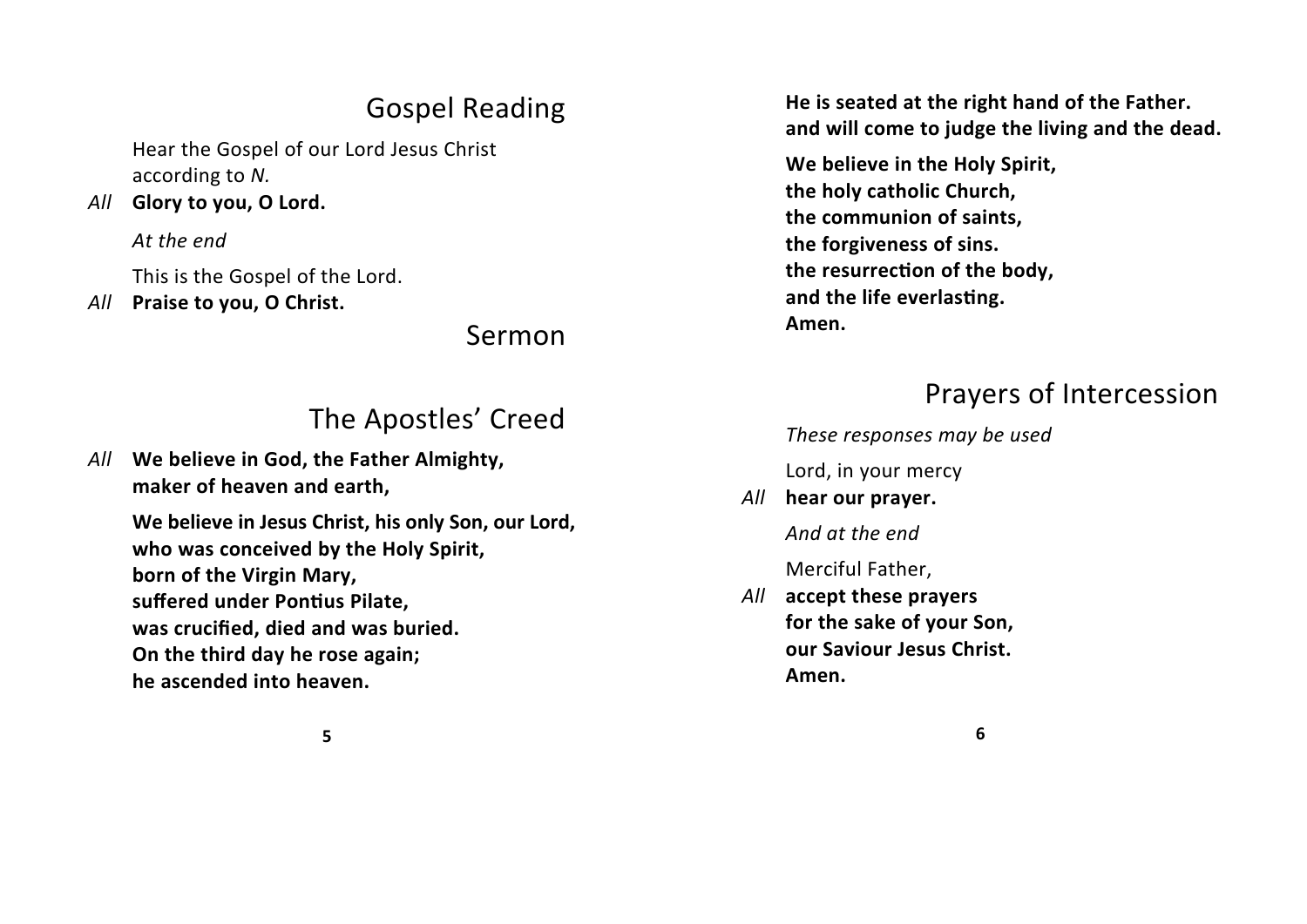## Gospel Reading

Hear the Gospel of our Lord Jesus Christ according to *N.*

*All* **Glory to you, O Lord.**

*At the end*

This is the Gospel of the Lord.

*All* **Praise to you, O Christ.**

## Sermon

## The Apostles' Creed

*All* **We believe in God, the Father Almighty,**
**maker of heaven and earth,**

**We believe in Jesus Christ, his only Son, our Lord,**
**who was conceived by the Holy Spirit,**
**born of the Virgin Mary,**
**suffered under Pontius Pilate,**
**was crucified, died and was buried.**
**On the third day he rose again;**
**he ascended into heaven.**
**He is seated at the right hand of the Father.**
**and will come to judge the living and the dead.**

**We believe in the Holy Spirit,**
**the holy catholic Church,**
**the communion of saints,**
**the forgiveness of sins.**
**the resurrection of the body,**
**and the life everlasting.**
**Amen.**

## Prayers of Intercession

*These responses may be used*

Lord, in your mercy

*All* **hear our prayer.**

*And at the end*

Merciful Father,

*All* **accept these prayers**
**for the sake of your Son,**
**our Saviour Jesus Christ.**
**Amen.**